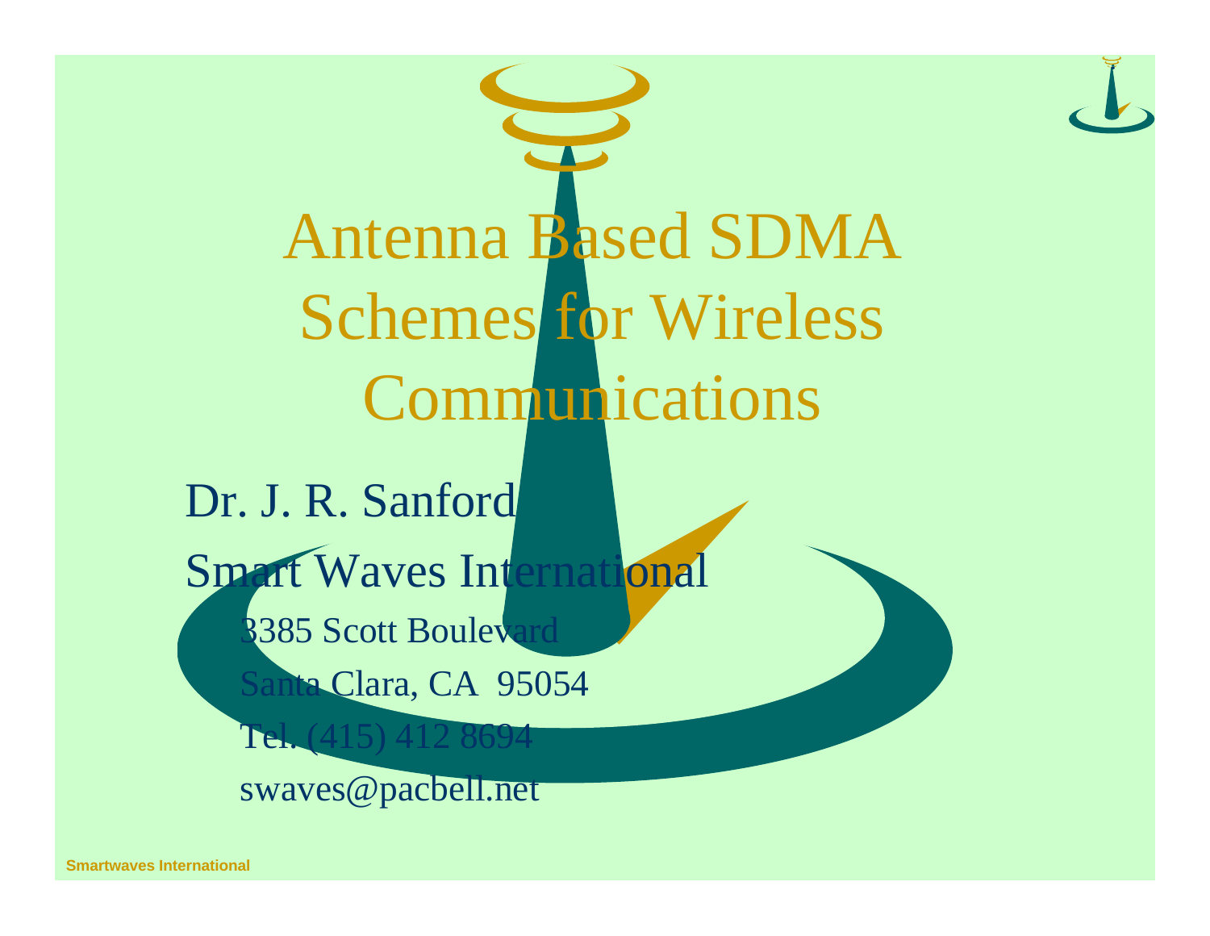# Antenna Based SDMA Schemes for Wireless Communications

Dr. J. R. Sanford

Smart Waves International

3385 Scott Boulevard

Santa Clara, CA 95054

Tel. (415) 412 8694

swaves@pacbell.net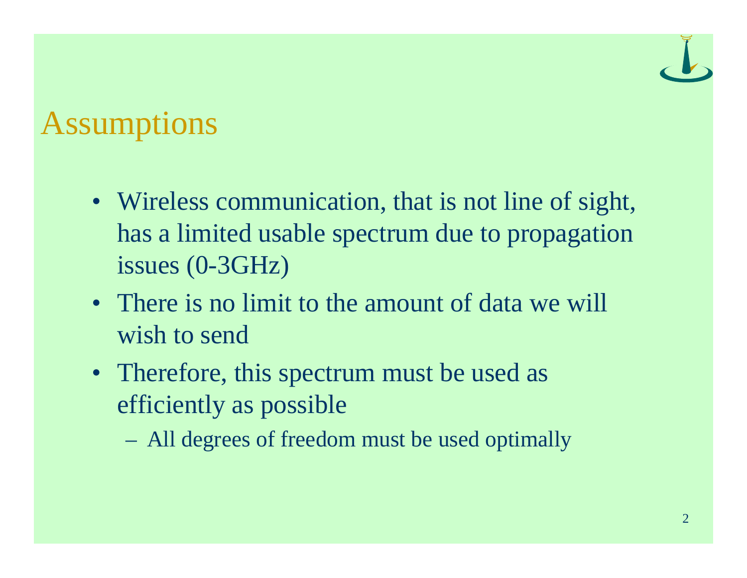# Assumptions

- Wireless communication, that is not line of sight, has a limited usable spectrum due to propagation issues (0-3GHz)
- There is no limit to the amount of data we will wish to send
- Therefore, this spectrum must be used as efficiently as possible
  - All degrees of freedom must be used optimally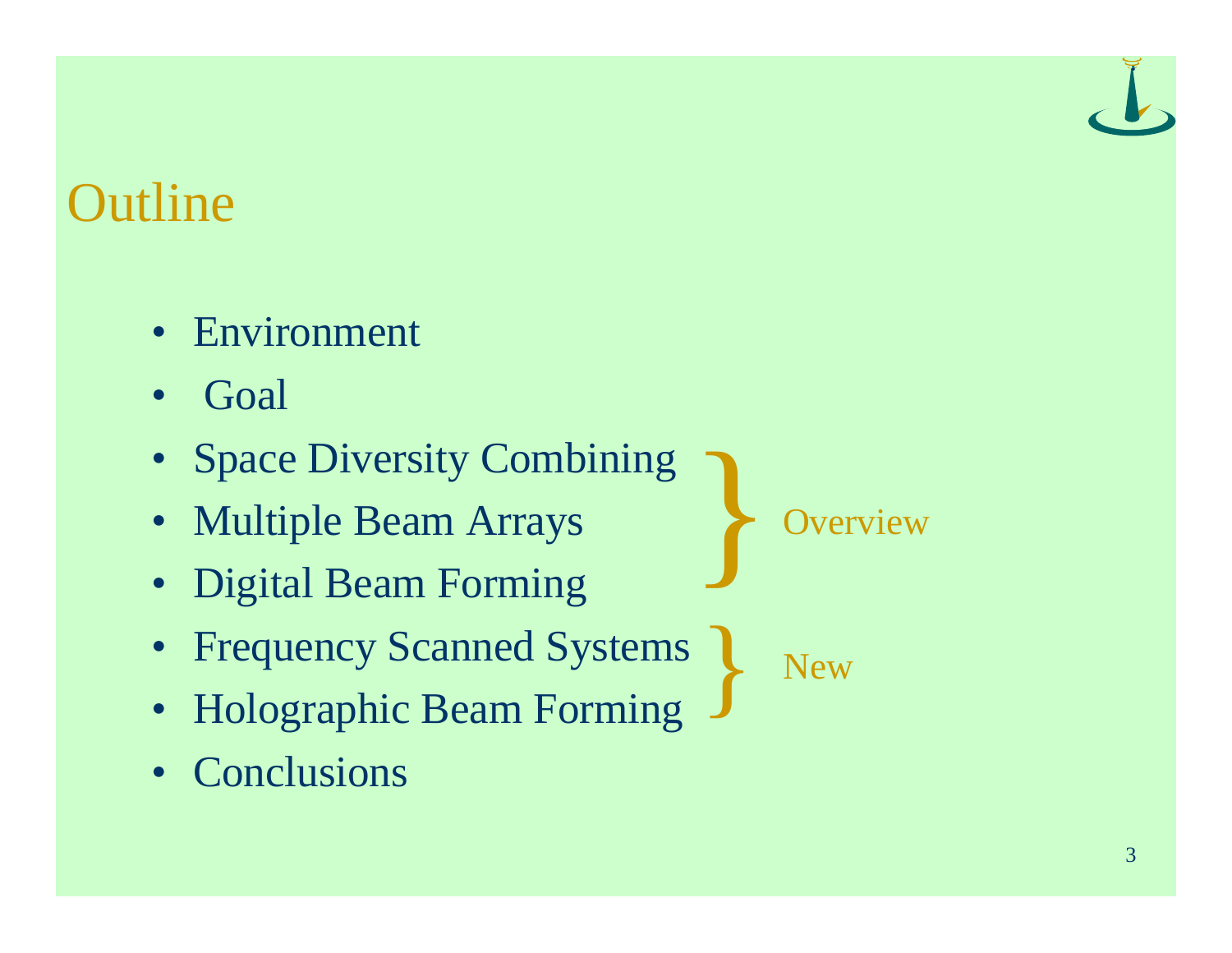# Outline

- Environment
- Goal
- Space Diversity Combining
- Multiple Beam Arrays
- Digital Beam Forming
- Frequency Scanned Systems
- Holographic Beam Forming
- Conclusions

} Overview (Space Diversity Combining, Multiple Beam Arrays, Digital Beam Forming)

} New (Frequency Scanned Systems, Holographic Beam Forming)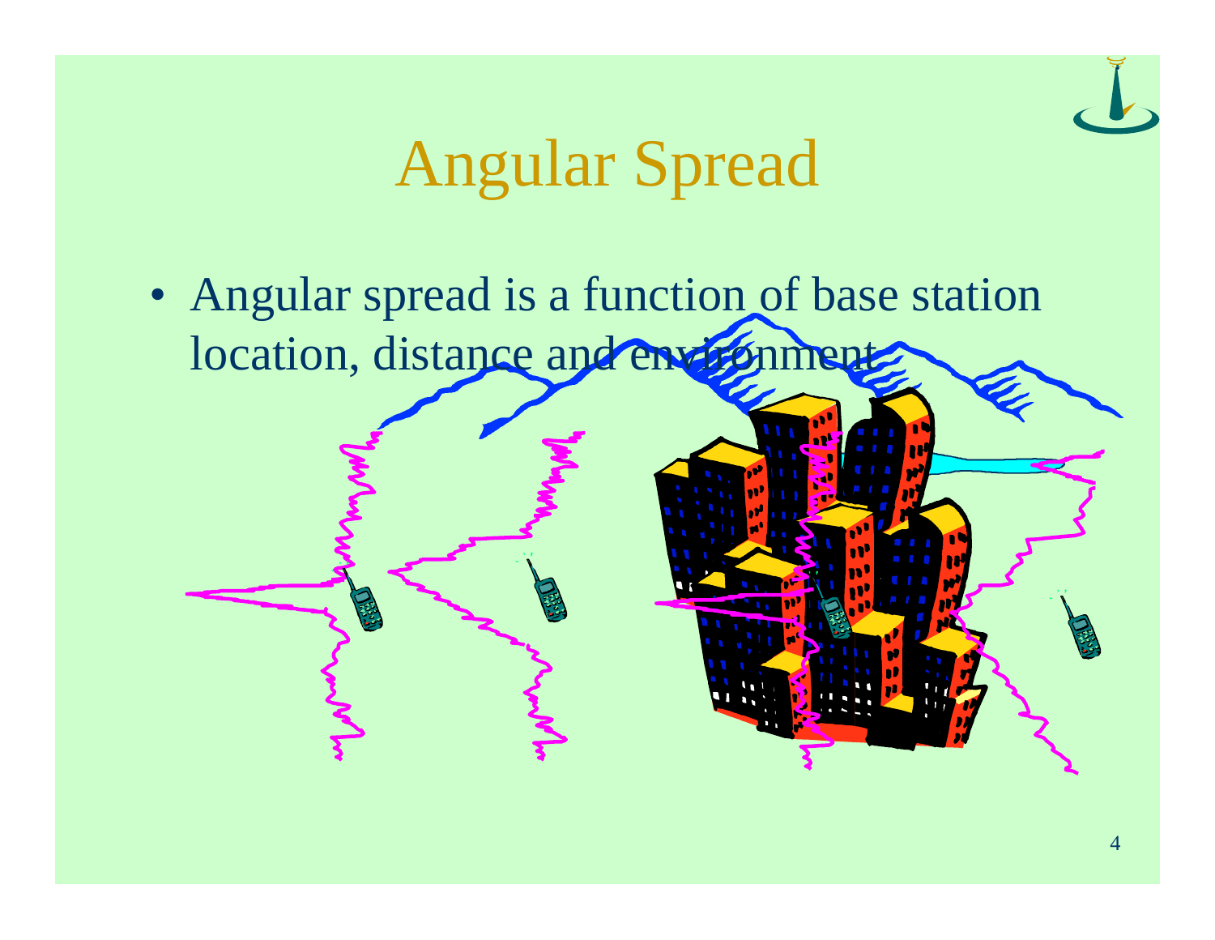# Angular Spread

- Angular spread is a function of base station location, distance and environment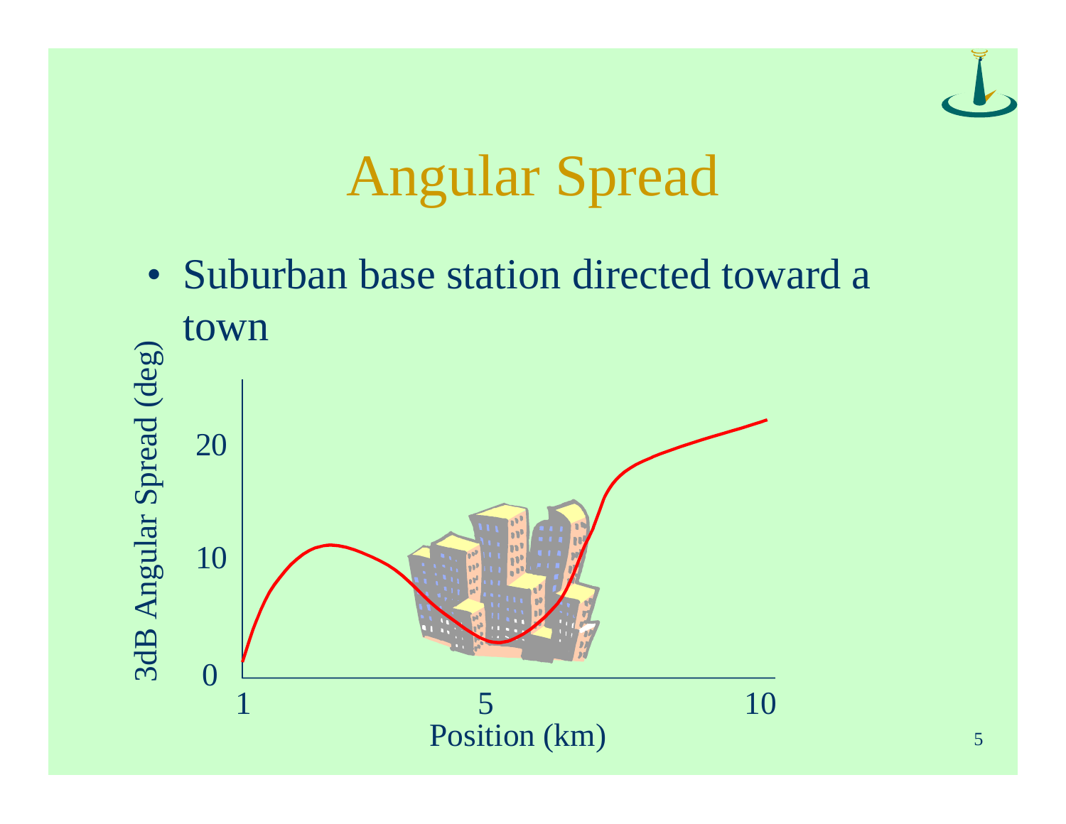# Angular Spread

- Suburban base station directed toward a town

3dB Angular Spread (deg)

20

10

0

1 5 10

Position (km)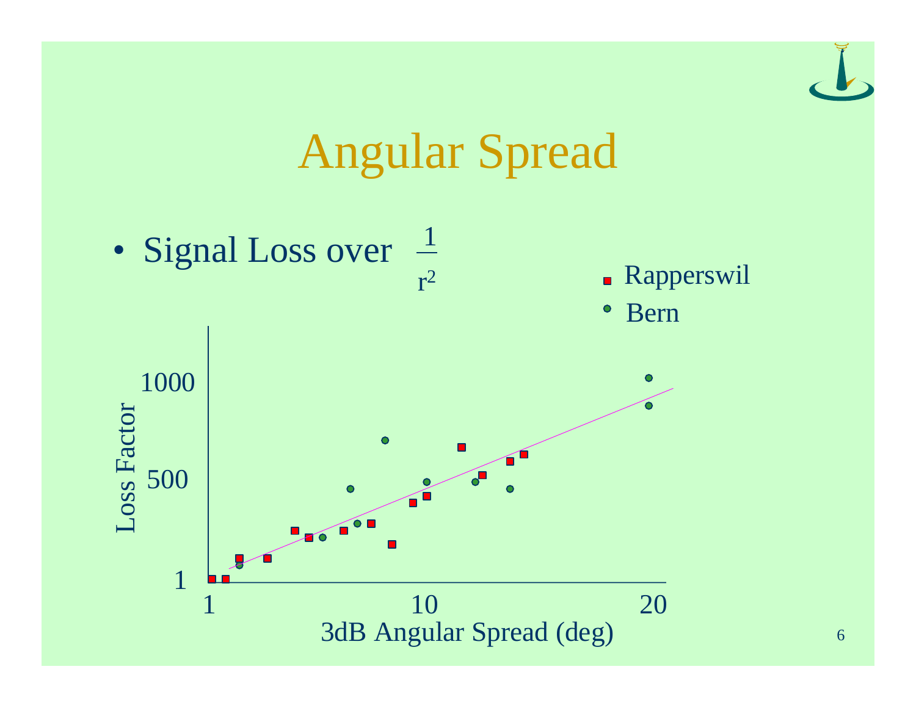# Angular Spread

- Signal Loss over $\frac{1}{r^2}$

■ Rapperswil
● Bern

Loss Factor

1000

500

1

1 10 20

3dB Angular Spread (deg)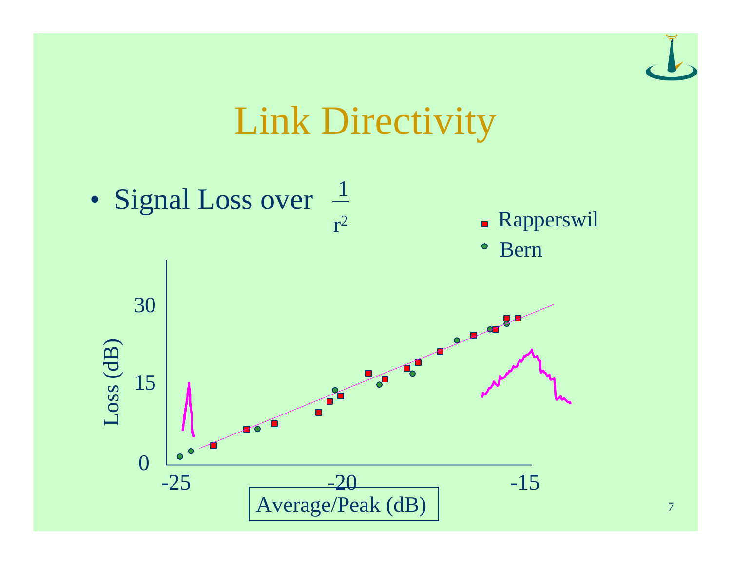# Link Directivity

- Signal Loss over $\frac{1}{r^2}$

Rapperswil
Bern

Loss (dB)

30
15
0

-25 -20 -15

Average/Peak (dB)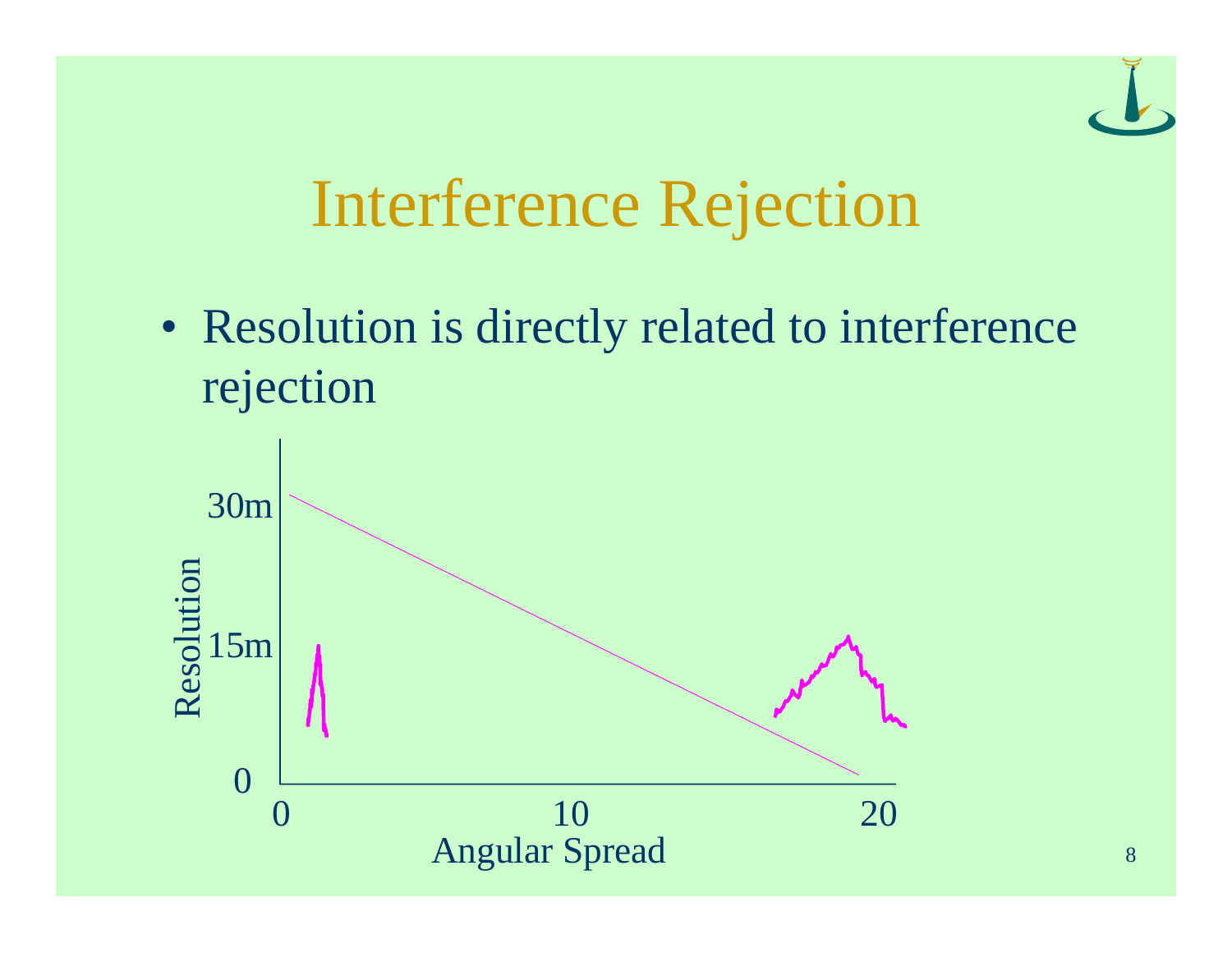# Interference Rejection

- Resolution is directly related to interference rejection

Resolution

30m

15m

0

0

10

20

Angular Spread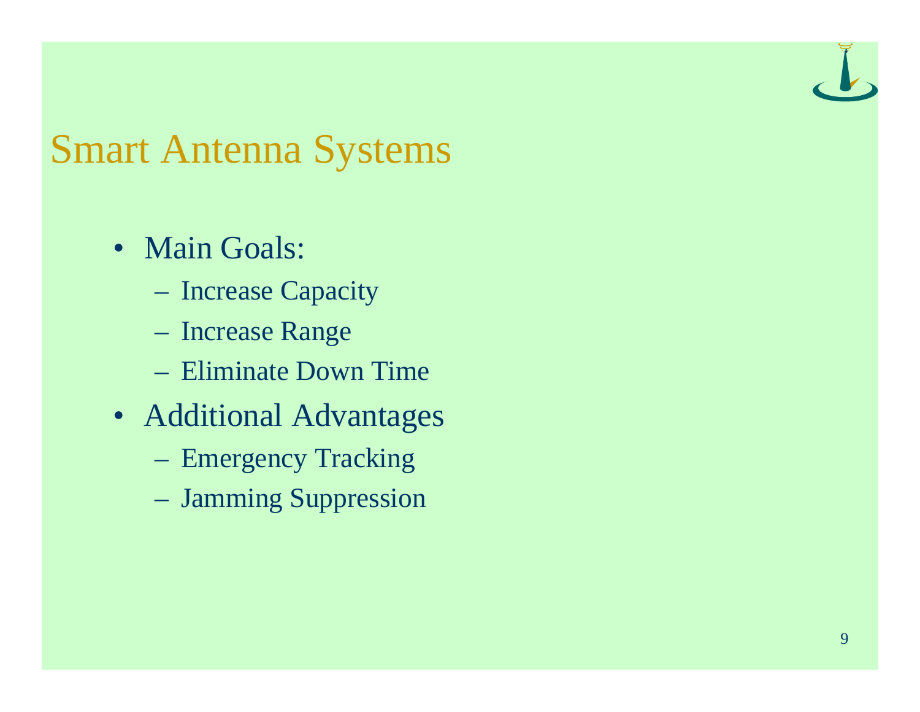# Smart Antenna Systems

- Main Goals:
  - Increase Capacity
  - Increase Range
  - Eliminate Down Time
- Additional Advantages
  - Emergency Tracking
  - Jamming Suppression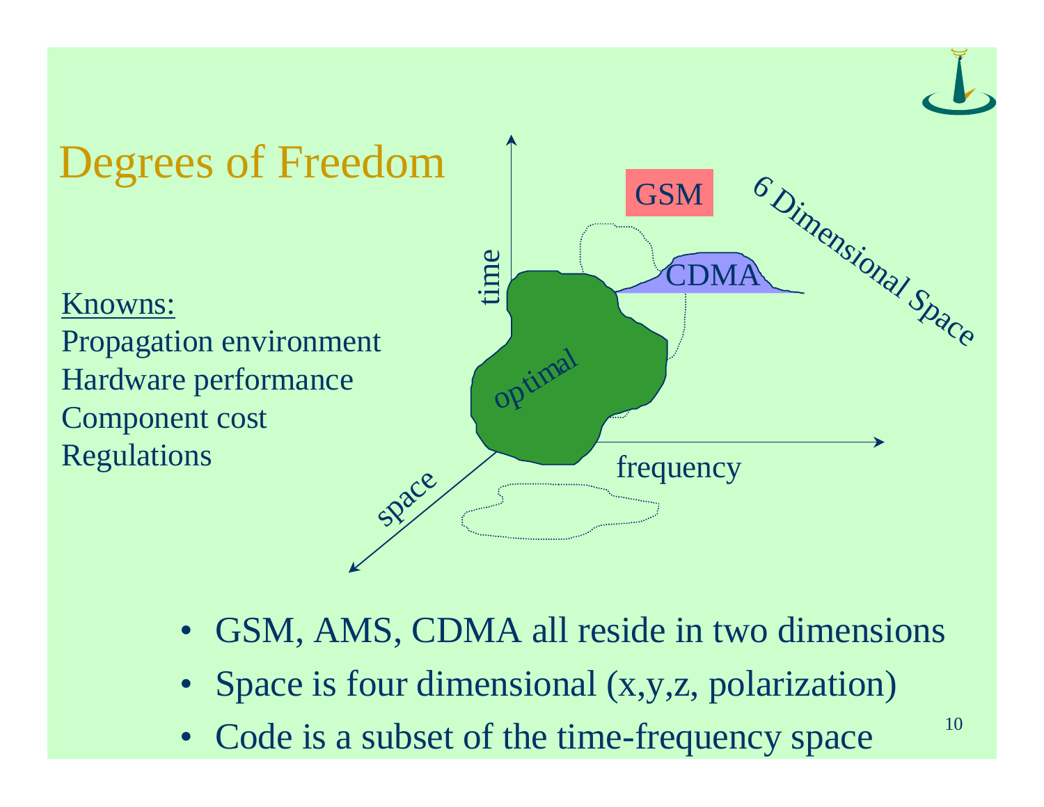# Degrees of Freedom

Knowns:
Propagation environment
Hardware performance
Component cost
Regulations

time

GSM

CDMA

6 Dimensional Space

optimal

frequency

space

- GSM, AMS, CDMA all reside in two dimensions
- Space is four dimensional (x,y,z, polarization)
- Code is a subset of the time-frequency space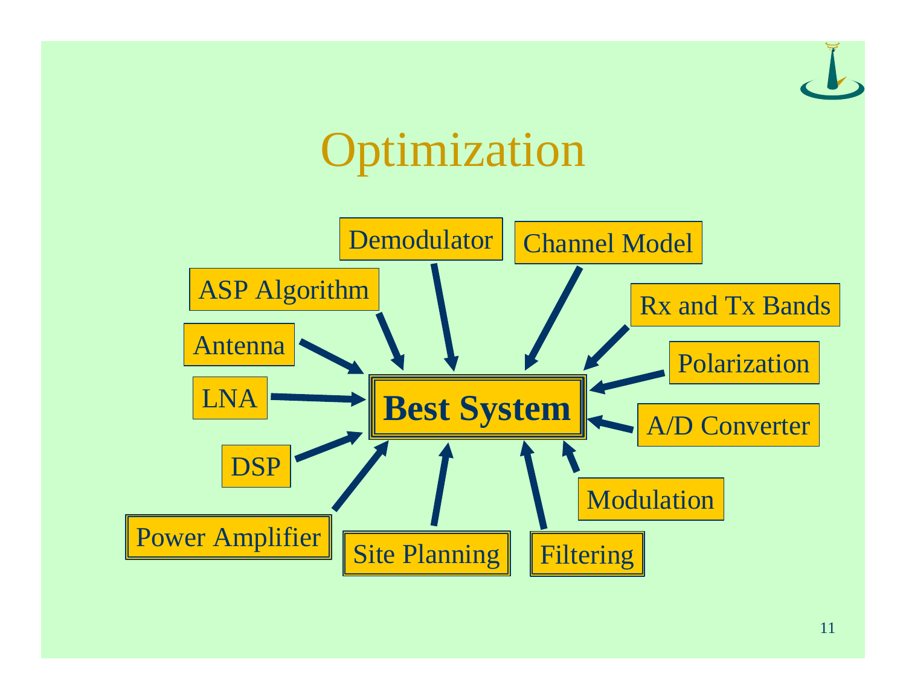# Optimization

- Demodulator
- Channel Model
- ASP Algorithm
- Rx and Tx Bands
- Antenna
- Polarization
- LNA
- A/D Converter
- DSP
- Modulation
- Power Amplifier
- Site Planning
- Filtering

→ **Best System**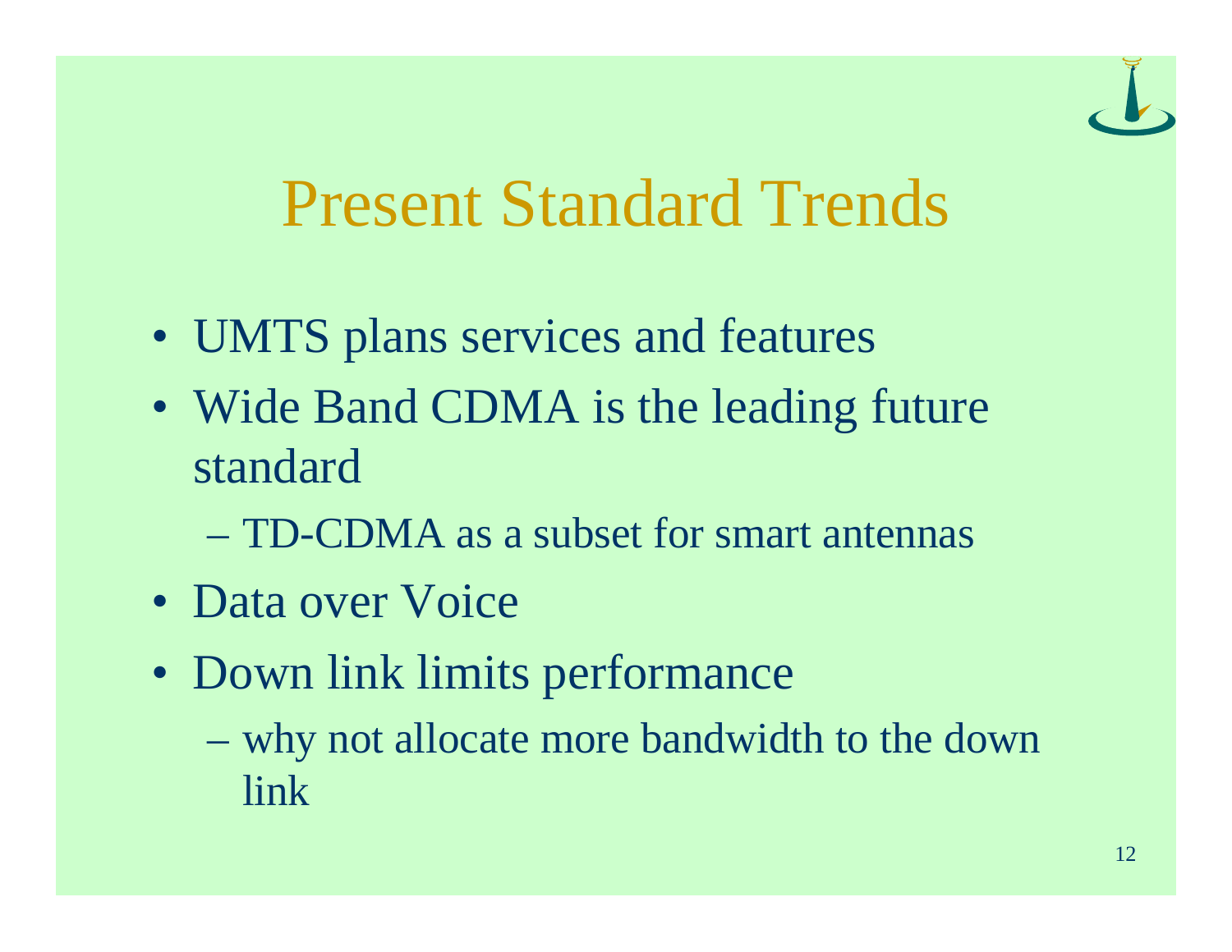# Present Standard Trends

- UMTS plans services and features
- Wide Band CDMA is the leading future standard
  - TD-CDMA as a subset for smart antennas
- Data over Voice
- Down link limits performance
  - why not allocate more bandwidth to the down link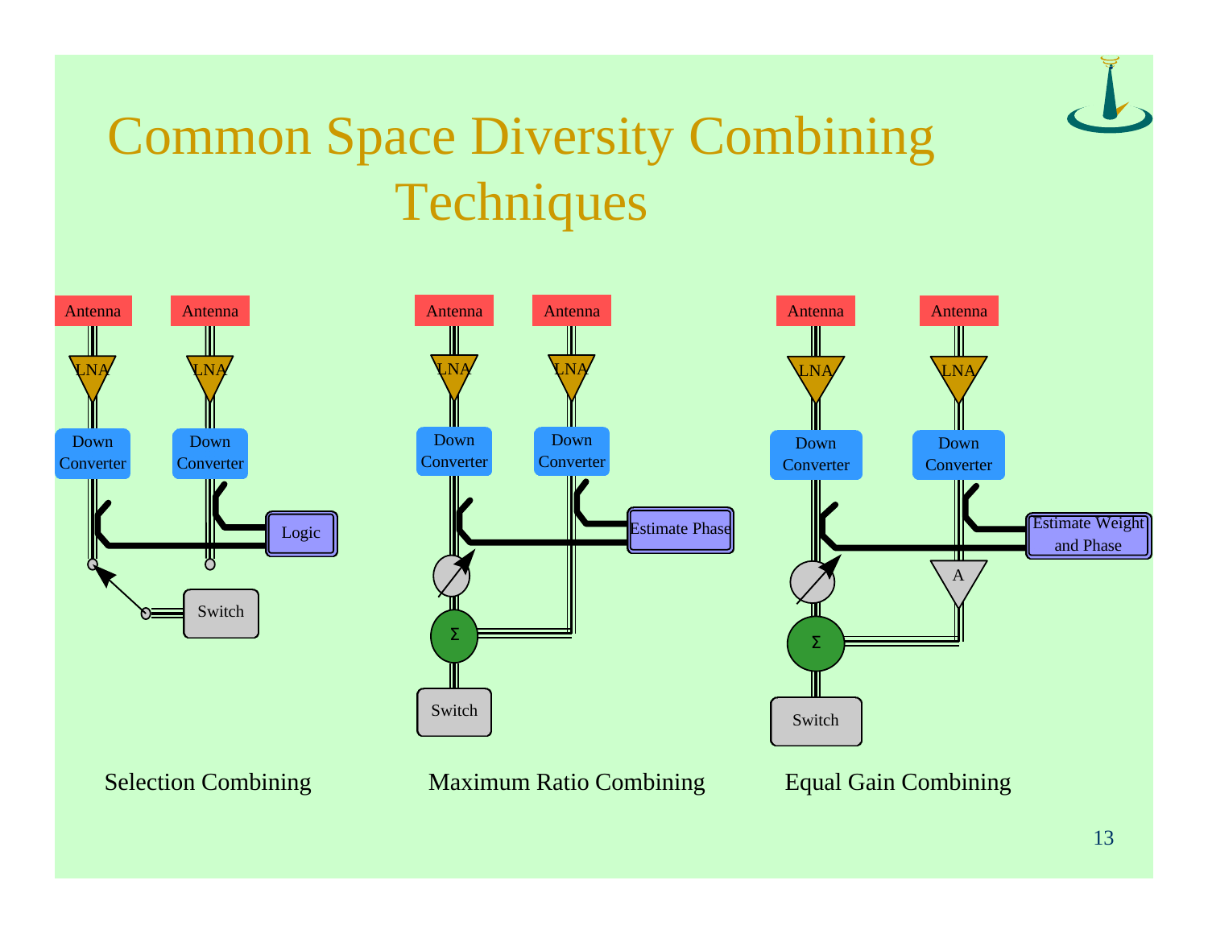# Common Space Diversity Combining Techniques

Antenna | Antenna
LNA | LNA
Down Converter | Down Converter
Logic
Switch

Selection Combining

Antenna | Antenna
LNA | LNA
Down Converter | Down Converter
Estimate Phase
Σ
Switch

Maximum Ratio Combining

Antenna | Antenna
LNA | LNA
Down Converter | Down Converter
Estimate Weight and Phase
A
Σ
Switch

Equal Gain Combining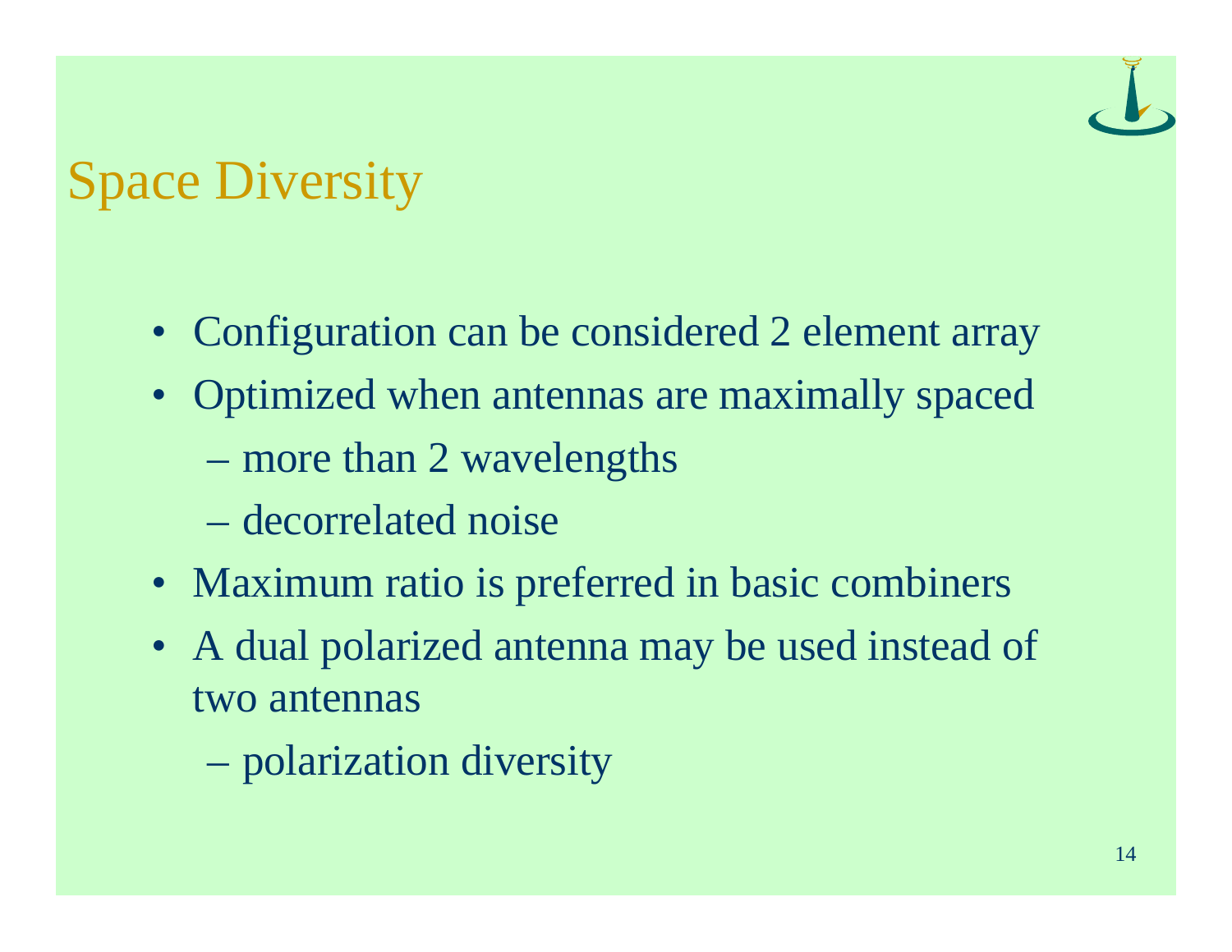# Space Diversity

- Configuration can be considered 2 element array
- Optimized when antennas are maximally spaced
  - more than 2 wavelengths
  - decorrelated noise
- Maximum ratio is preferred in basic combiners
- A dual polarized antenna may be used instead of two antennas
  - polarization diversity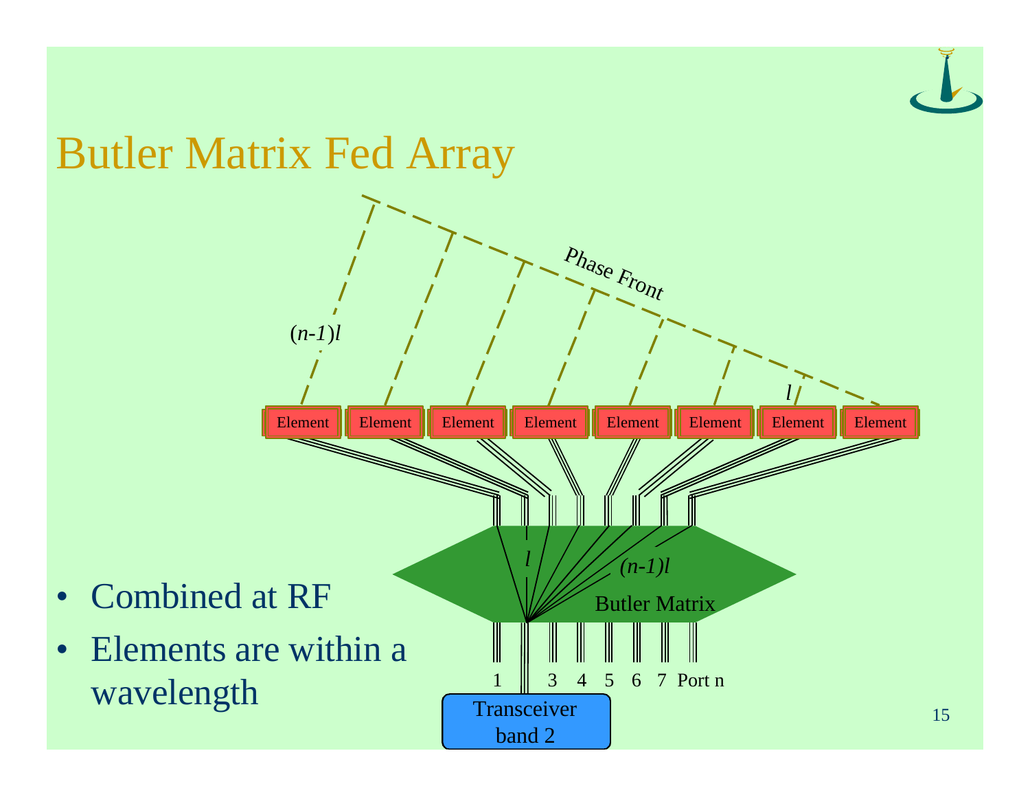# Butler Matrix Fed Array

- Combined at RF
- Elements are within a wavelength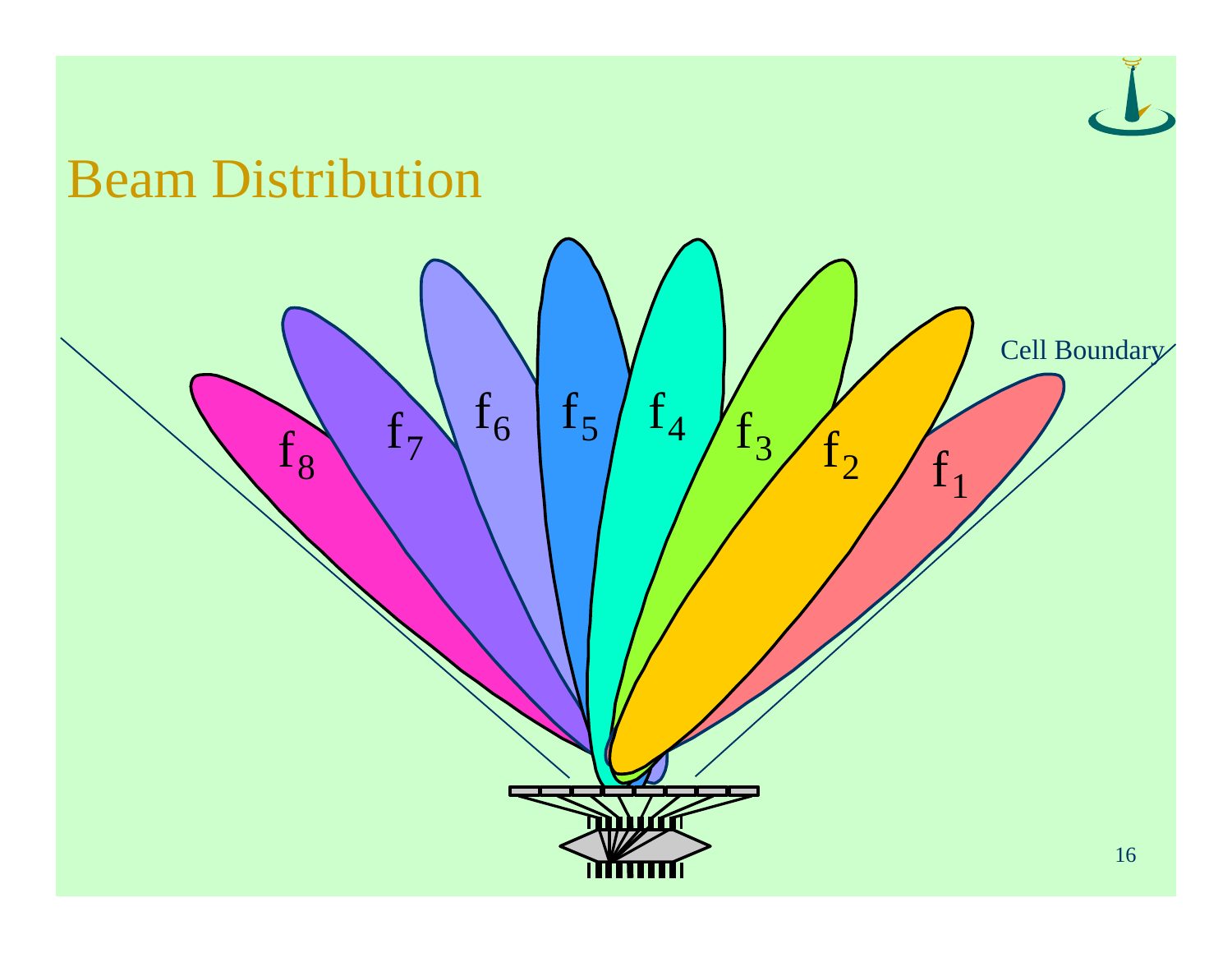# Beam Distribution

Cell Boundary

$f_8$ $f_7$ $f_6$ $f_5$ $f_4$ $f_3$ $f_2$ $f_1$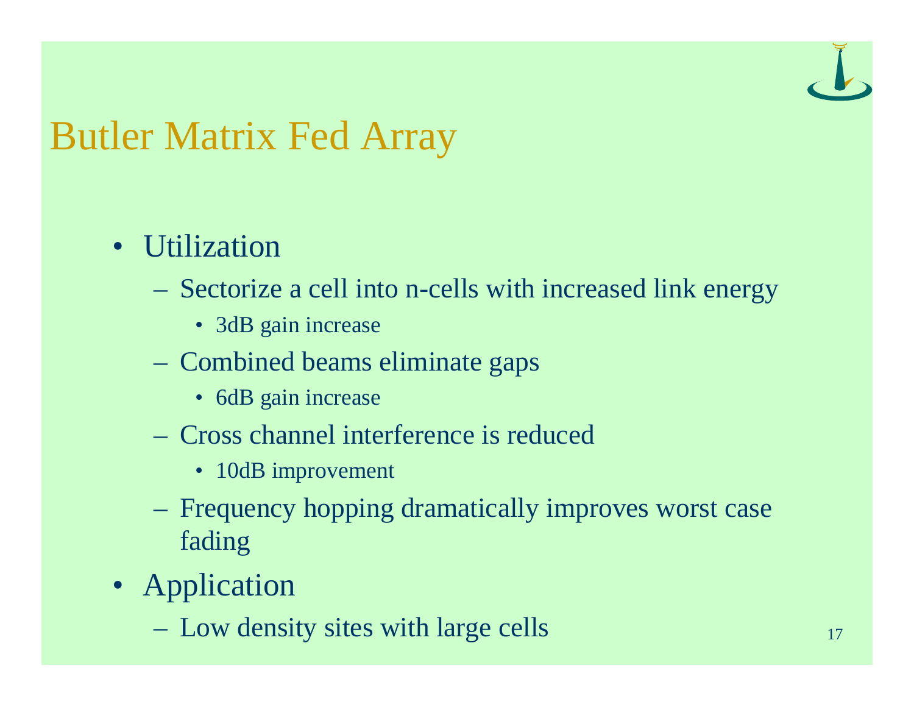# Butler Matrix Fed Array

- Utilization
  - Sectorize a cell into n-cells with increased link energy
    - 3dB gain increase
  - Combined beams eliminate gaps
    - 6dB gain increase
  - Cross channel interference is reduced
    - 10dB improvement
  - Frequency hopping dramatically improves worst case fading
- Application
  - Low density sites with large cells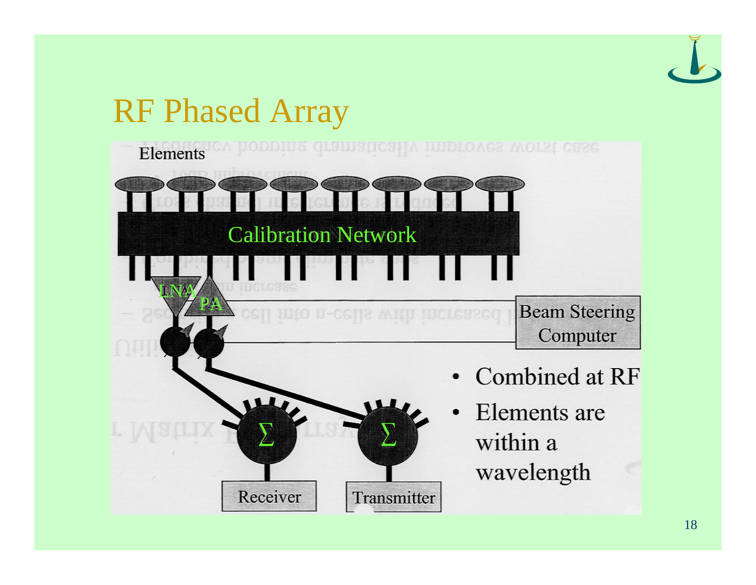# RF Phased Array

Elements

Calibration Network

LNA

PA

Beam Steering Computer

Σ

Σ

Receiver

Transmitter

- Combined at RF
- Elements are within a wavelength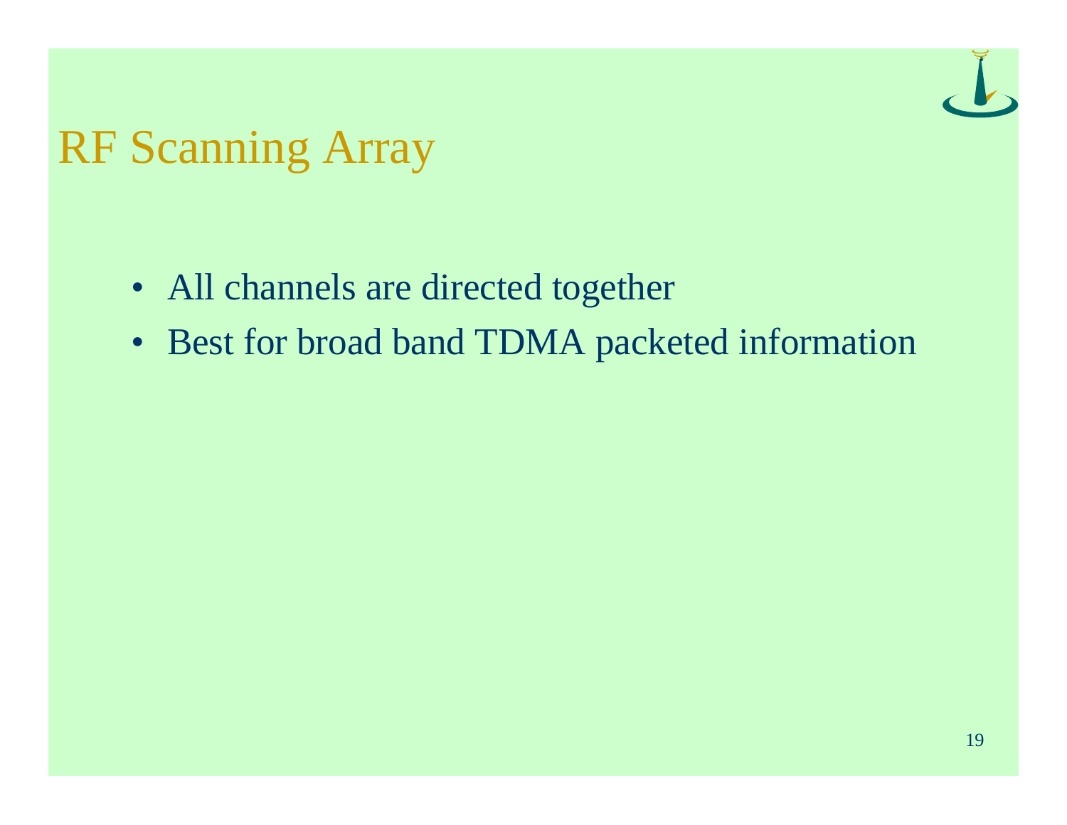# RF Scanning Array

- All channels are directed together
- Best for broad band TDMA packeted information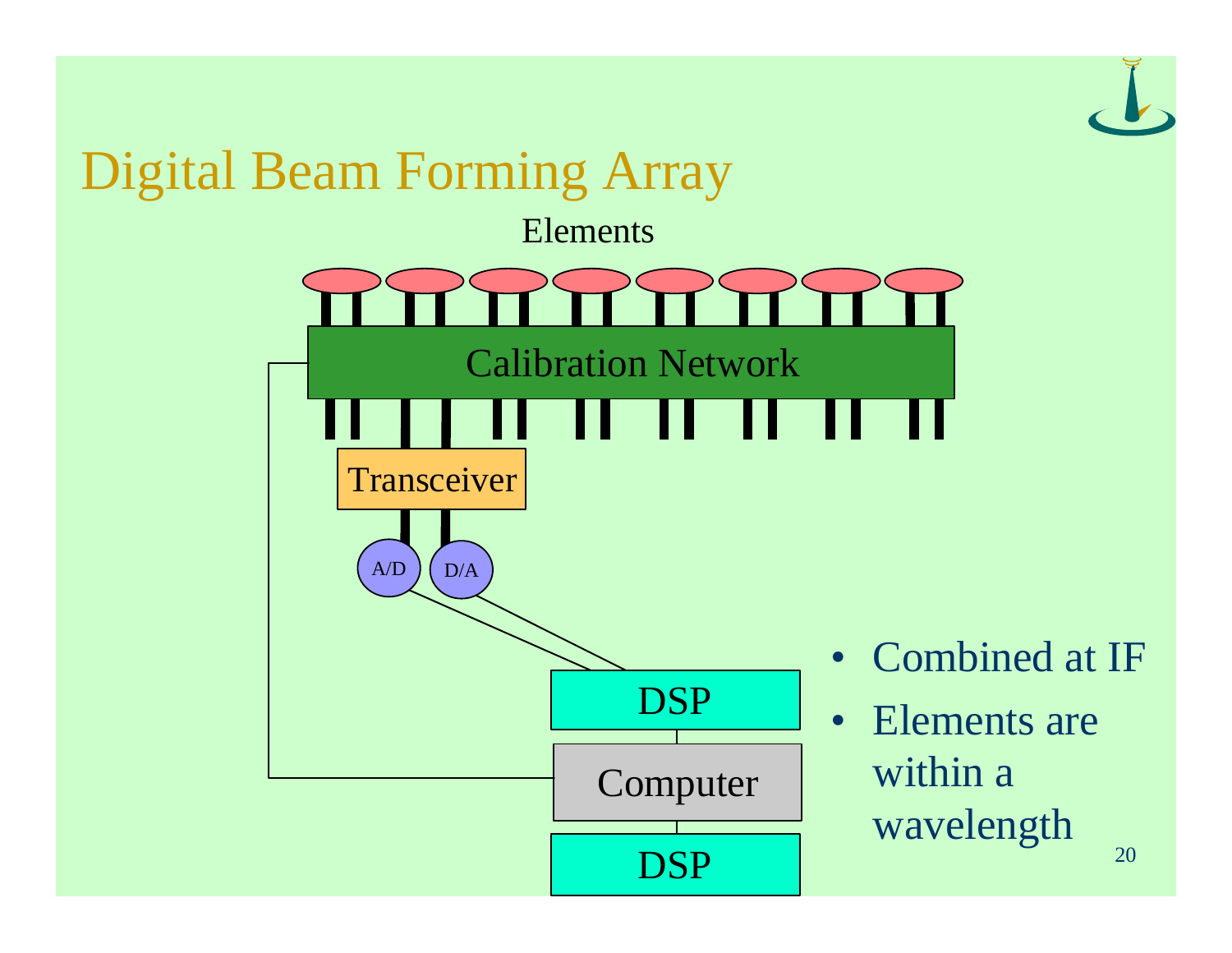# Digital Beam Forming Array

Elements

Calibration Network

Transceiver

A/D

D/A

DSP

Computer

DSP

- Combined at IF
- Elements are within a wavelength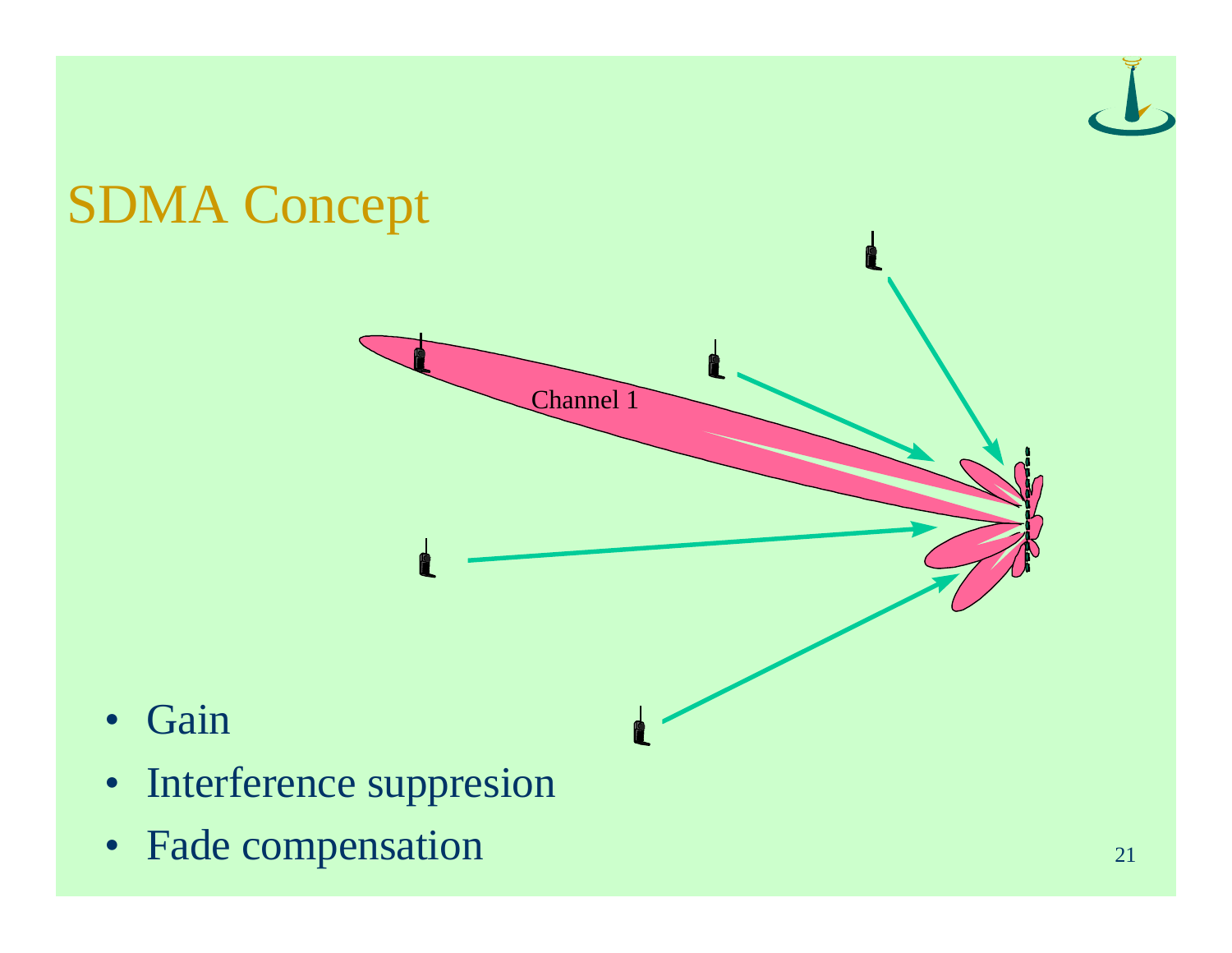# SDMA Concept

Channel 1

- Gain
- Interference suppresion
- Fade compensation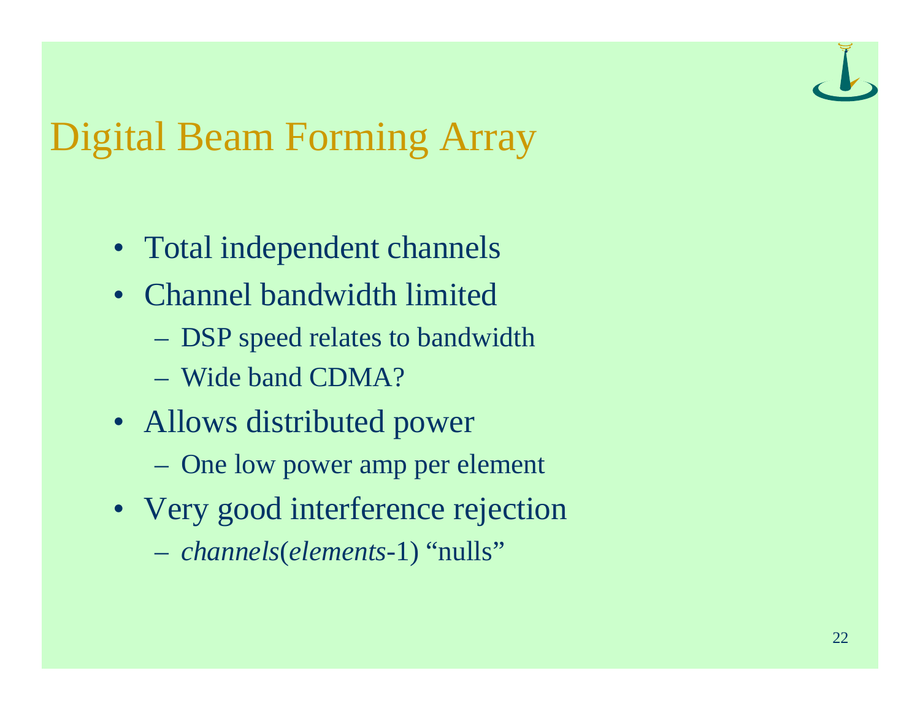# Digital Beam Forming Array

- Total independent channels
- Channel bandwidth limited
  - DSP speed relates to bandwidth
  - Wide band CDMA?
- Allows distributed power
  - One low power amp per element
- Very good interference rejection
  - *channels*(*elements*-1) “nulls”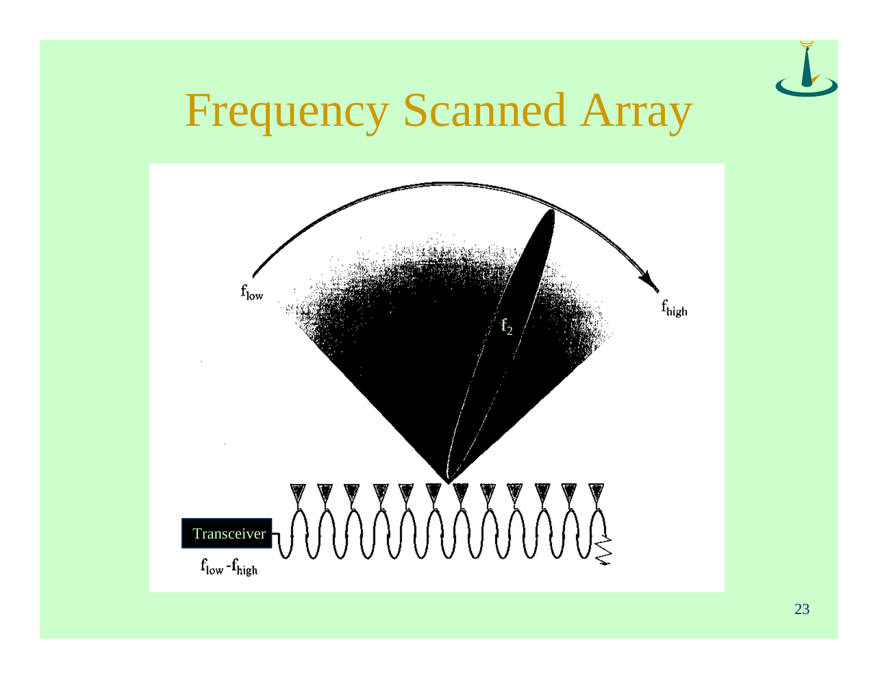# Frequency Scanned Array

$f_{low}$

$f_2$

$f_{high}$

Transceiver

$f_{low}$ - $f_{high}$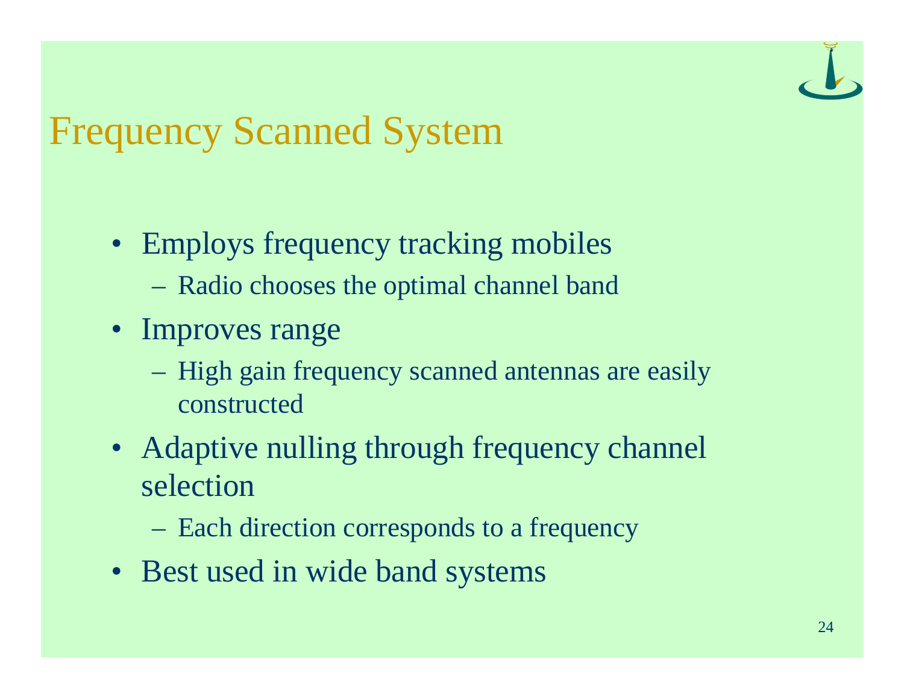# Frequency Scanned System

- Employs frequency tracking mobiles
  - Radio chooses the optimal channel band
- Improves range
  - High gain frequency scanned antennas are easily constructed
- Adaptive nulling through frequency channel selection
  - Each direction corresponds to a frequency
- Best used in wide band systems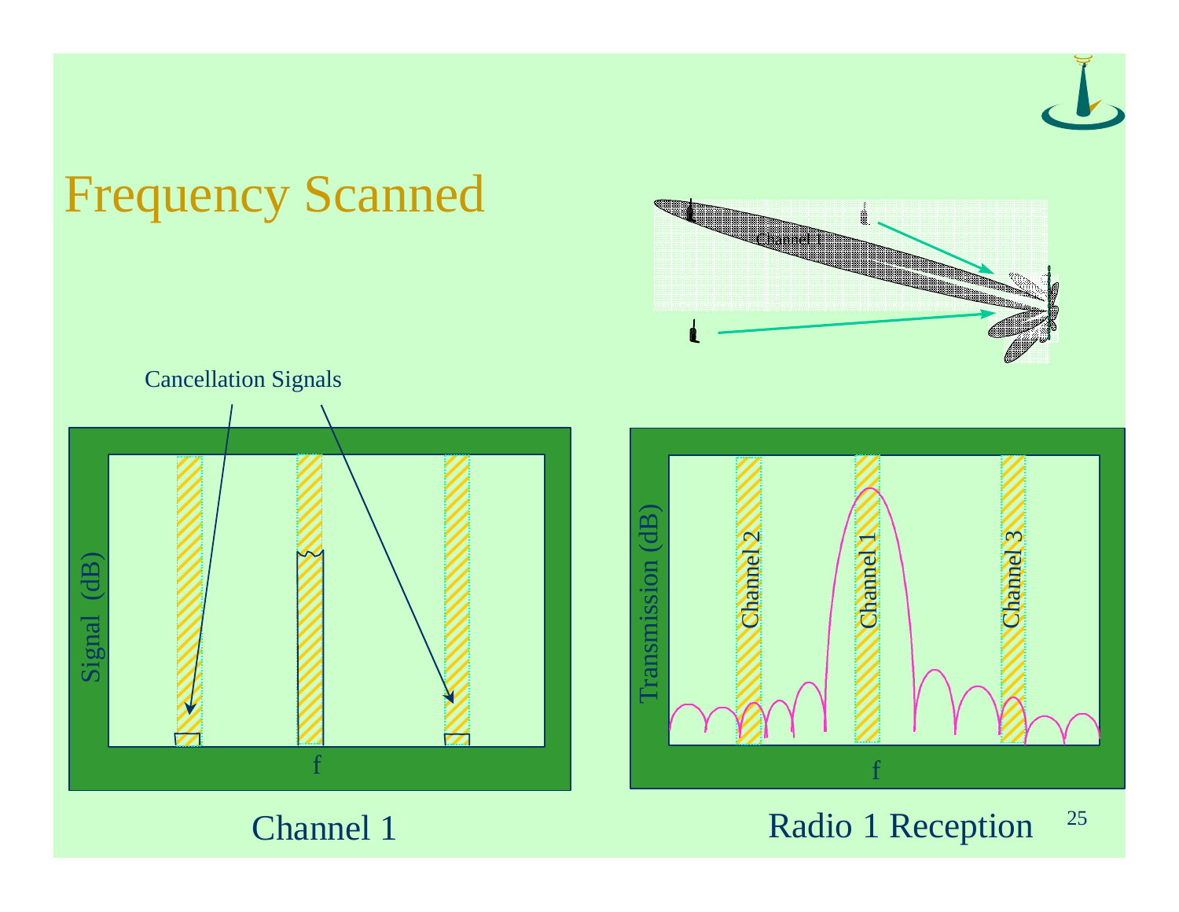# Frequency Scanned

Channel 1

Cancellation Signals

Signal (dB)

f

Channel 1

Transmission (dB)

Channel 2

Channel 1

Channel 3

f

Radio 1 Reception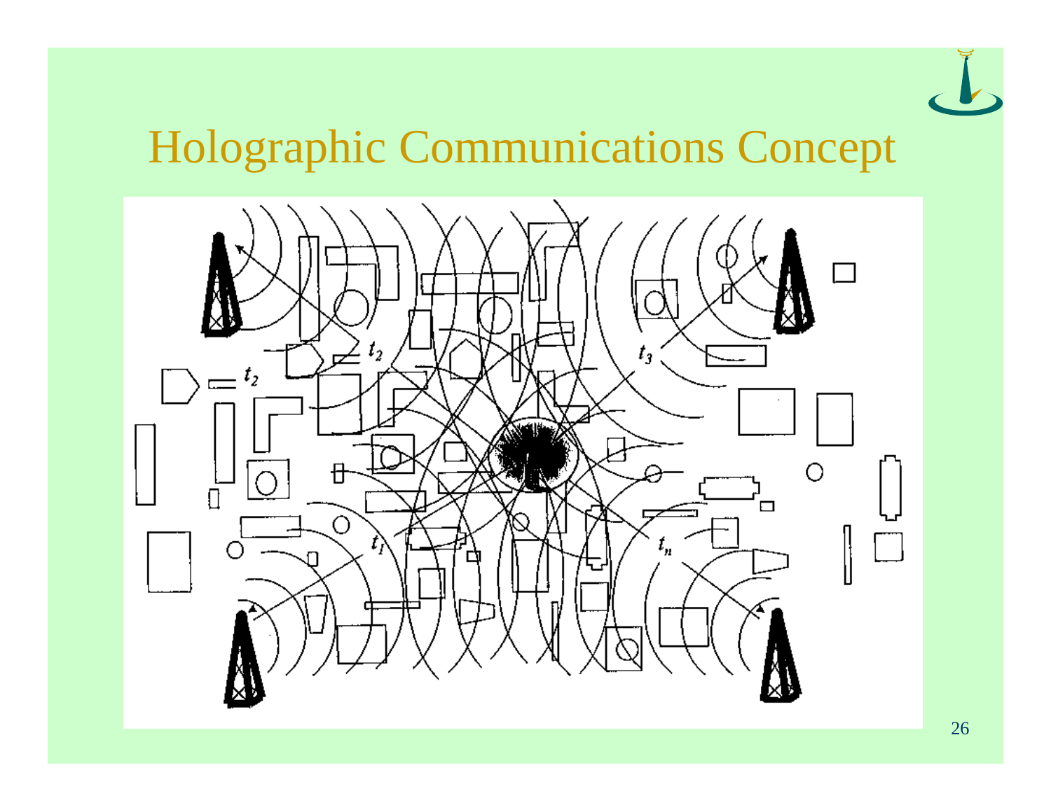# Holographic Communications Concept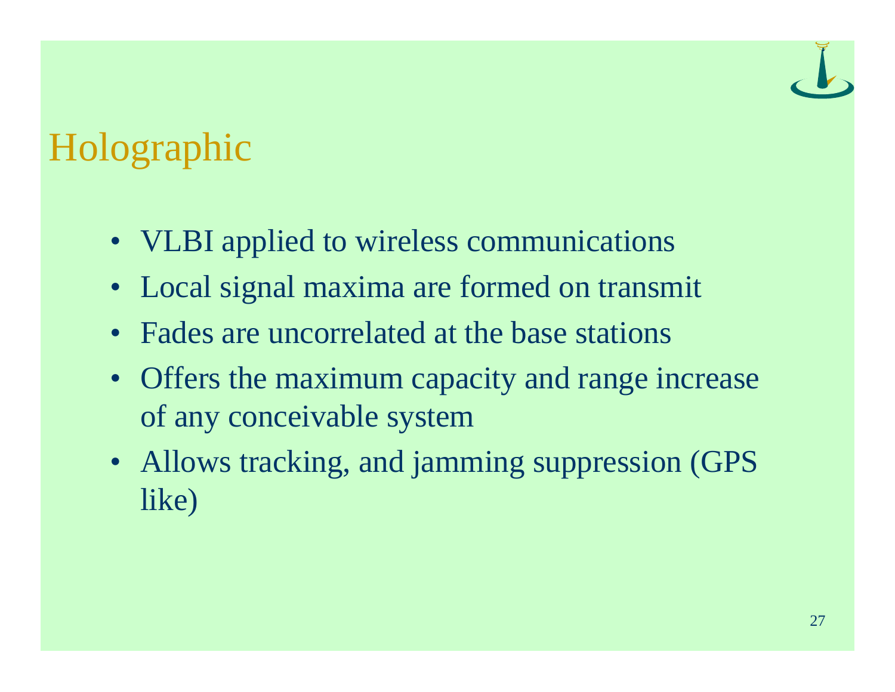# Holographic

- VLBI applied to wireless communications
- Local signal maxima are formed on transmit
- Fades are uncorrelated at the base stations
- Offers the maximum capacity and range increase of any conceivable system
- Allows tracking, and jamming suppression (GPS like)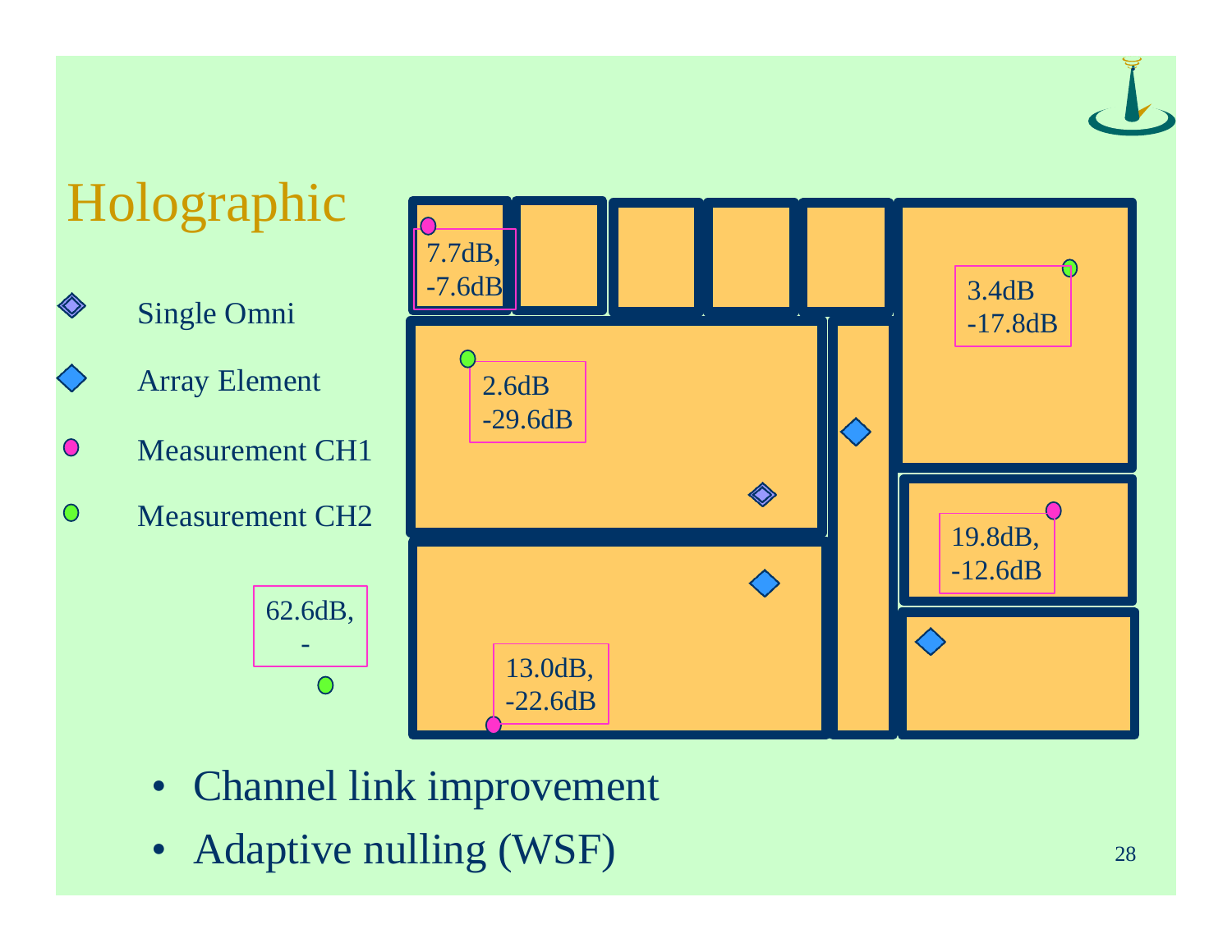# Holographic

- Single Omni
- Array Element
- Measurement CH1
- Measurement CH2

62.6dB, -

7.7dB, -7.6dB

2.6dB -29.6dB

3.4dB -17.8dB

19.8dB, -12.6dB

13.0dB, -22.6dB

- Channel link improvement
- Adaptive nulling (WSF)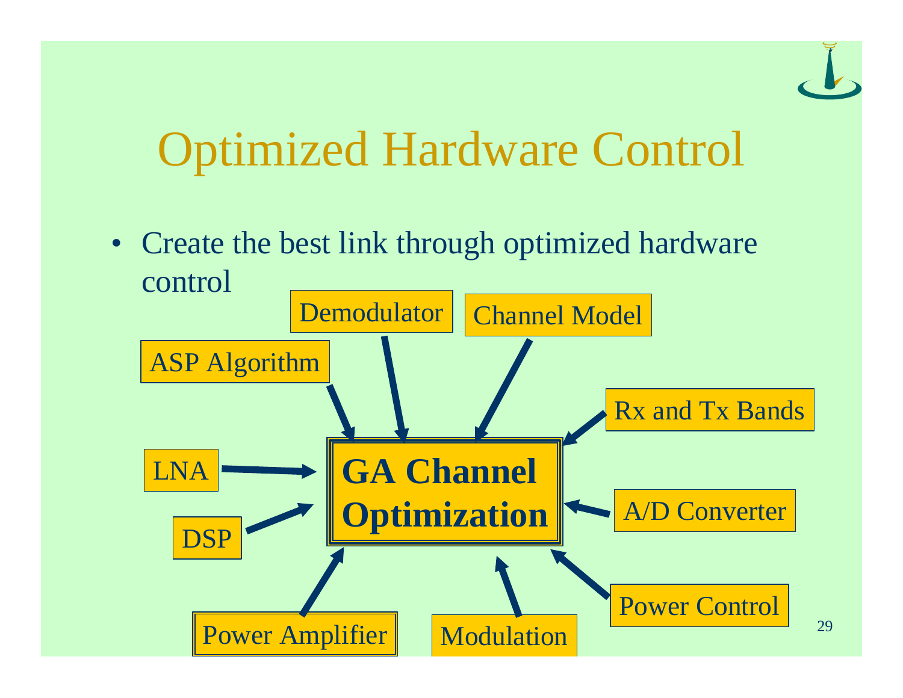# Optimized Hardware Control

- Create the best link through optimized hardware control

**GA Channel Optimization**

Inputs:

- Demodulator
- Channel Model
- ASP Algorithm
- Rx and Tx Bands
- LNA
- DSP
- A/D Converter
- Power Amplifier
- Modulation
- Power Control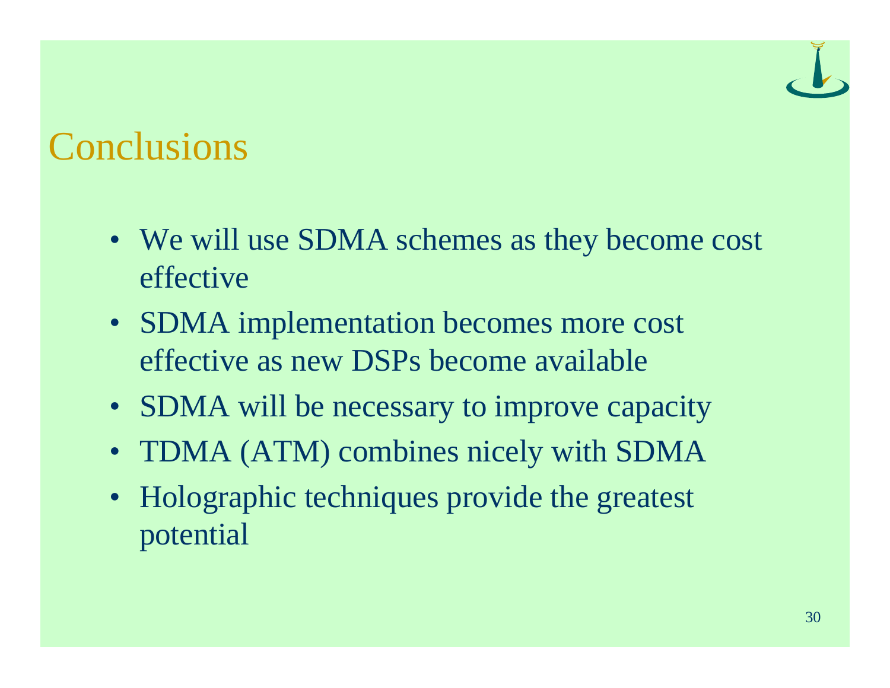# Conclusions

- We will use SDMA schemes as they become cost effective
- SDMA implementation becomes more cost effective as new DSPs become available
- SDMA will be necessary to improve capacity
- TDMA (ATM) combines nicely with SDMA
- Holographic techniques provide the greatest potential